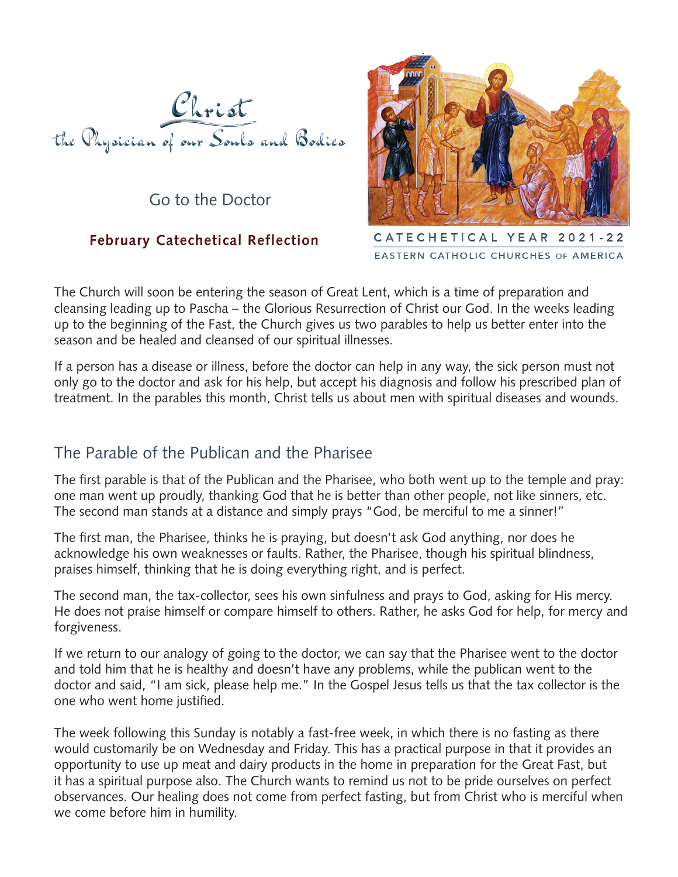# Christ the Physician of our Souls and Bodies

## Go to the Doctor

**February Catechetical Reflection**

CATECHETICAL YEAR 2021-22
EASTERN CATHOLIC CHURCHES OF AMERICA

The Church will soon be entering the season of Great Lent, which is a time of preparation and cleansing leading up to Pascha – the Glorious Resurrection of Christ our God. In the weeks leading up to the beginning of the Fast, the Church gives us two parables to help us better enter into the season and be healed and cleansed of our spiritual illnesses.

If a person has a disease or illness, before the doctor can help in any way, the sick person must not only go to the doctor and ask for his help, but accept his diagnosis and follow his prescribed plan of treatment. In the parables this month, Christ tells us about men with spiritual diseases and wounds.

## The Parable of the Publican and the Pharisee

The first parable is that of the Publican and the Pharisee, who both went up to the temple and pray: one man went up proudly, thanking God that he is better than other people, not like sinners, etc. The second man stands at a distance and simply prays "God, be merciful to me a sinner!"

The first man, the Pharisee, thinks he is praying, but doesn't ask God anything, nor does he acknowledge his own weaknesses or faults. Rather, the Pharisee, though his spiritual blindness, praises himself, thinking that he is doing everything right, and is perfect.

The second man, the tax-collector, sees his own sinfulness and prays to God, asking for His mercy. He does not praise himself or compare himself to others. Rather, he asks God for help, for mercy and forgiveness.

If we return to our analogy of going to the doctor, we can say that the Pharisee went to the doctor and told him that he is healthy and doesn't have any problems, while the publican went to the doctor and said, "I am sick, please help me." In the Gospel Jesus tells us that the tax collector is the one who went home justified.

The week following this Sunday is notably a fast-free week, in which there is no fasting as there would customarily be on Wednesday and Friday. This has a practical purpose in that it provides an opportunity to use up meat and dairy products in the home in preparation for the Great Fast, but it has a spiritual purpose also. The Church wants to remind us not to be pride ourselves on perfect observances. Our healing does not come from perfect fasting, but from Christ who is merciful when we come before him in humility.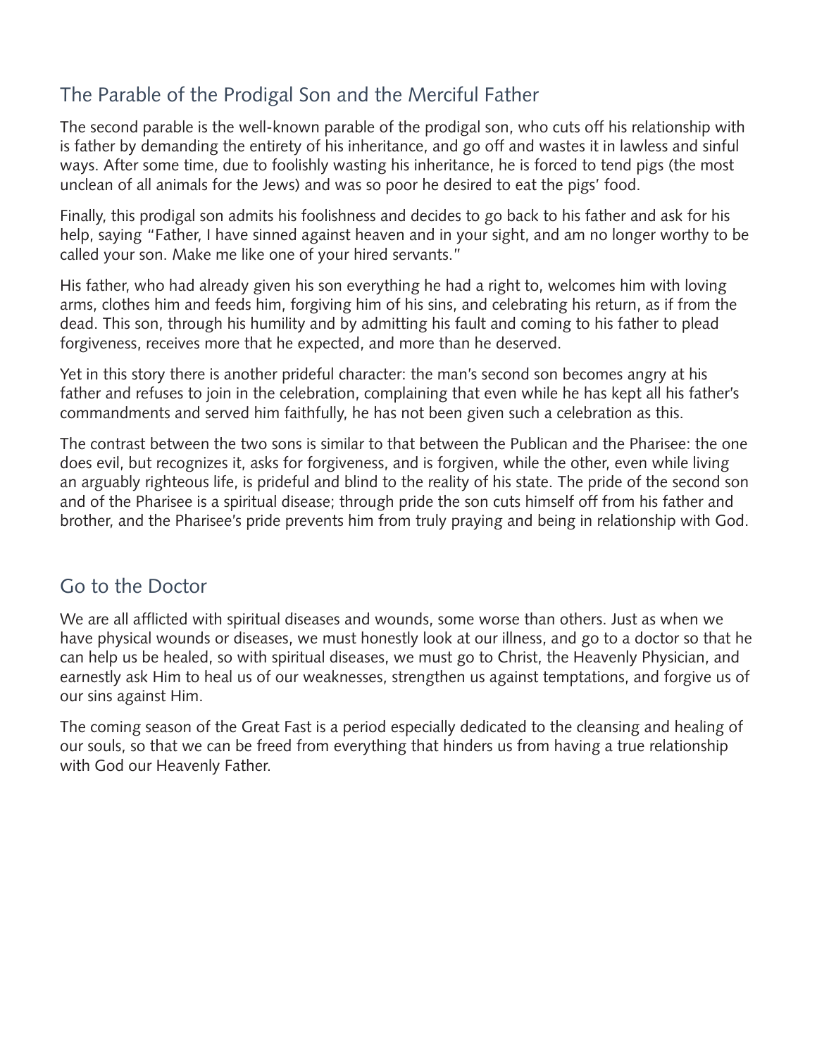## The Parable of the Prodigal Son and the Merciful Father

The second parable is the well-known parable of the prodigal son, who cuts off his relationship with is father by demanding the entirety of his inheritance, and go off and wastes it in lawless and sinful ways. After some time, due to foolishly wasting his inheritance, he is forced to tend pigs (the most unclean of all animals for the Jews) and was so poor he desired to eat the pigs' food.

Finally, this prodigal son admits his foolishness and decides to go back to his father and ask for his help, saying "Father, I have sinned against heaven and in your sight, and am no longer worthy to be called your son. Make me like one of your hired servants."

His father, who had already given his son everything he had a right to, welcomes him with loving arms, clothes him and feeds him, forgiving him of his sins, and celebrating his return, as if from the dead. This son, through his humility and by admitting his fault and coming to his father to plead forgiveness, receives more that he expected, and more than he deserved.

Yet in this story there is another prideful character: the man's second son becomes angry at his father and refuses to join in the celebration, complaining that even while he has kept all his father's commandments and served him faithfully, he has not been given such a celebration as this.

The contrast between the two sons is similar to that between the Publican and the Pharisee: the one does evil, but recognizes it, asks for forgiveness, and is forgiven, while the other, even while living an arguably righteous life, is prideful and blind to the reality of his state. The pride of the second son and of the Pharisee is a spiritual disease; through pride the son cuts himself off from his father and brother, and the Pharisee's pride prevents him from truly praying and being in relationship with God.

## Go to the Doctor

We are all afflicted with spiritual diseases and wounds, some worse than others. Just as when we have physical wounds or diseases, we must honestly look at our illness, and go to a doctor so that he can help us be healed, so with spiritual diseases, we must go to Christ, the Heavenly Physician, and earnestly ask Him to heal us of our weaknesses, strengthen us against temptations, and forgive us of our sins against Him.

The coming season of the Great Fast is a period especially dedicated to the cleansing and healing of our souls, so that we can be freed from everything that hinders us from having a true relationship with God our Heavenly Father.